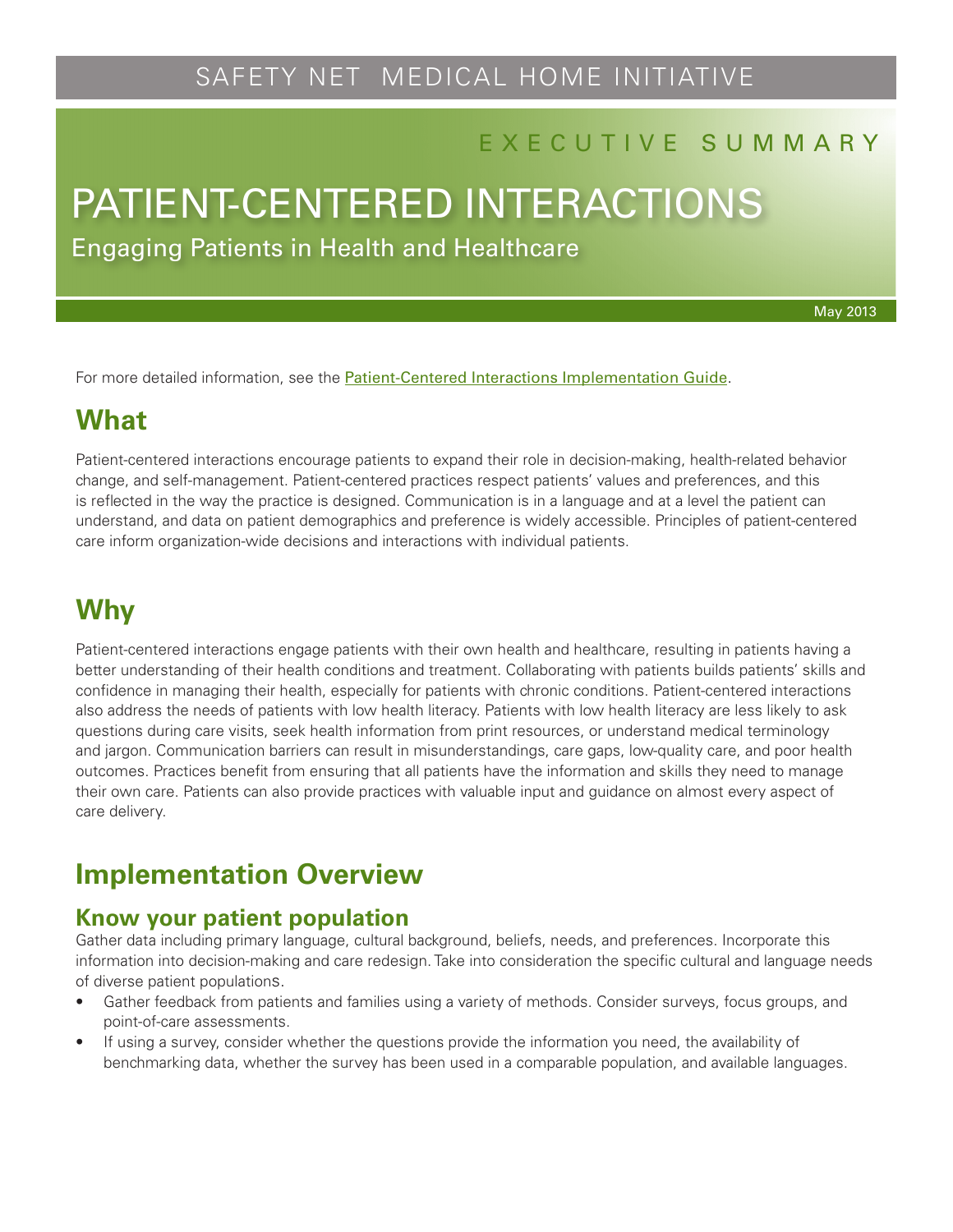SAFETY NET MEDICAL HOME INITIATIVE

EXECUTIVE SUMMARY

# PATIENT-CENTERED INTERACTIONS

Engaging Patients in Health and Healthcare

May 2013

For more detailed information, see the Patient-Centered Interactions Implementation Guide.

## What

Patient-centered interactions encourage patients to expand their role in decision-making, health-related behavior change, and self-management. Patient-centered practices respect patients' values and preferences, and this is reflected in the way the practice is designed. Communication is in a language and at a level the patient can understand, and data on patient demographics and preference is widely accessible. Principles of patient-centered care inform organization-wide decisions and interactions with individual patients.

## Why

Patient-centered interactions engage patients with their own health and healthcare, resulting in patients having a better understanding of their health conditions and treatment. Collaborating with patients builds patients' skills and confidence in managing their health, especially for patients with chronic conditions. Patient-centered interactions also address the needs of patients with low health literacy. Patients with low health literacy are less likely to ask questions during care visits, seek health information from print resources, or understand medical terminology and jargon. Communication barriers can result in misunderstandings, care gaps, low-quality care, and poor health outcomes. Practices benefit from ensuring that all patients have the information and skills they need to manage their own care. Patients can also provide practices with valuable input and guidance on almost every aspect of care delivery.

## Implementation Overview

### Know your patient population

Gather data including primary language, cultural background, beliefs, needs, and preferences. Incorporate this information into decision-making and care redesign. Take into consideration the specific cultural and language needs of diverse patient populations.

- Gather feedback from patients and families using a variety of methods. Consider surveys, focus groups, and point-of-care assessments.
- If using a survey, consider whether the questions provide the information you need, the availability of benchmarking data, whether the survey has been used in a comparable population, and available languages.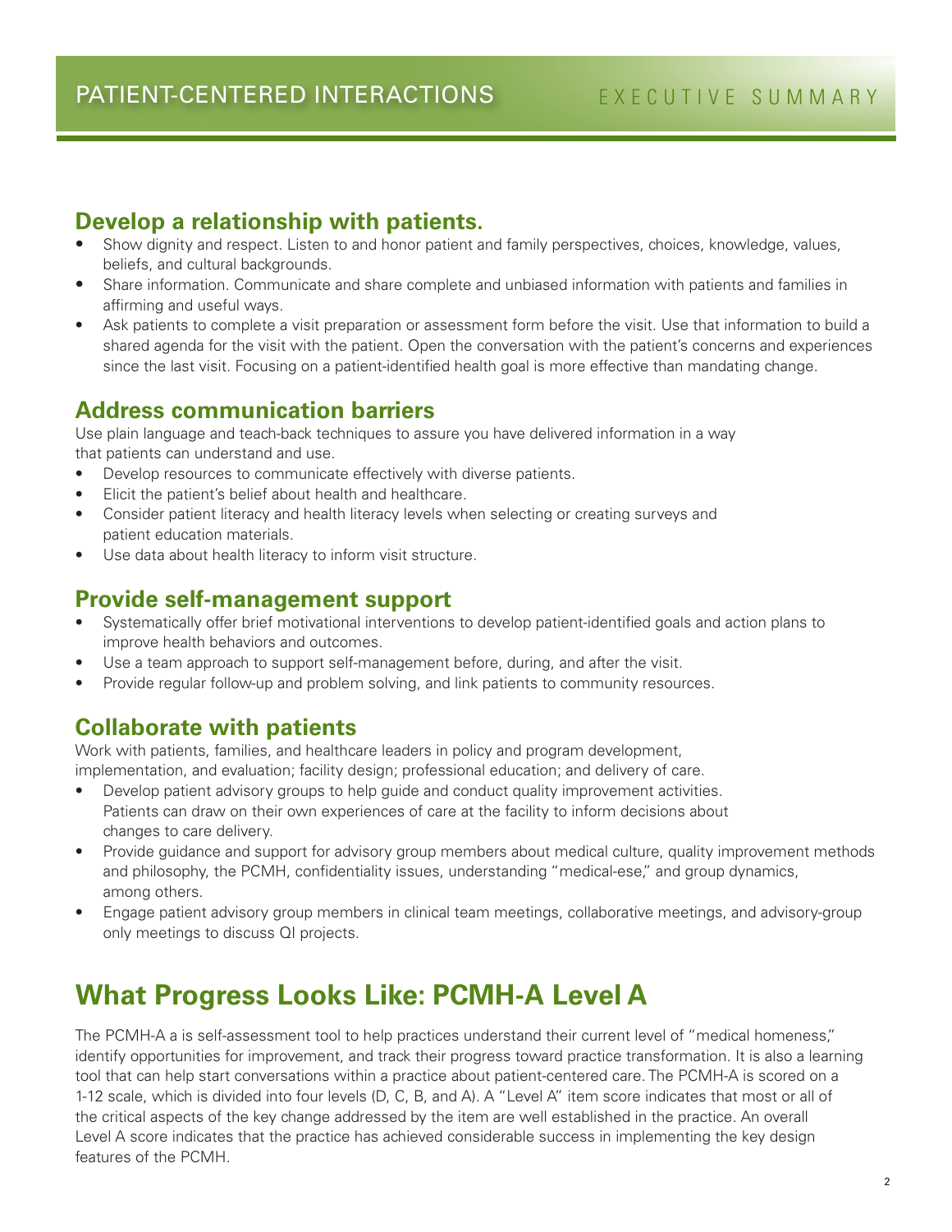# PATIENT-CENTERED INTERACTIONS

EXECUTIVE SUMMARY

## Develop a relationship with patients.

- Show dignity and respect. Listen to and honor patient and family perspectives, choices, knowledge, values, beliefs, and cultural backgrounds.
- Share information. Communicate and share complete and unbiased information with patients and families in affirming and useful ways.
- Ask patients to complete a visit preparation or assessment form before the visit. Use that information to build a shared agenda for the visit with the patient. Open the conversation with the patient's concerns and experiences since the last visit. Focusing on a patient-identified health goal is more effective than mandating change.

## Address communication barriers

Use plain language and teach-back techniques to assure you have delivered information in a way that patients can understand and use.

- Develop resources to communicate effectively with diverse patients.
- Elicit the patient's belief about health and healthcare.
- Consider patient literacy and health literacy levels when selecting or creating surveys and patient education materials.
- Use data about health literacy to inform visit structure.

## Provide self-management support

- Systematically offer brief motivational interventions to develop patient-identified goals and action plans to improve health behaviors and outcomes.
- Use a team approach to support self-management before, during, and after the visit.
- Provide regular follow-up and problem solving, and link patients to community resources.

## Collaborate with patients

Work with patients, families, and healthcare leaders in policy and program development, implementation, and evaluation; facility design; professional education; and delivery of care.

- Develop patient advisory groups to help guide and conduct quality improvement activities. Patients can draw on their own experiences of care at the facility to inform decisions about changes to care delivery.
- Provide guidance and support for advisory group members about medical culture, quality improvement methods and philosophy, the PCMH, confidentiality issues, understanding "medical-ese," and group dynamics, among others.
- Engage patient advisory group members in clinical team meetings, collaborative meetings, and advisory-group only meetings to discuss QI projects.

# What Progress Looks Like: PCMH-A Level A

The PCMH-A a is self-assessment tool to help practices understand their current level of "medical homeness," identify opportunities for improvement, and track their progress toward practice transformation. It is also a learning tool that can help start conversations within a practice about patient-centered care. The PCMH-A is scored on a 1-12 scale, which is divided into four levels (D, C, B, and A). A "Level A" item score indicates that most or all of the critical aspects of the key change addressed by the item are well established in the practice. An overall Level A score indicates that the practice has achieved considerable success in implementing the key design features of the PCMH.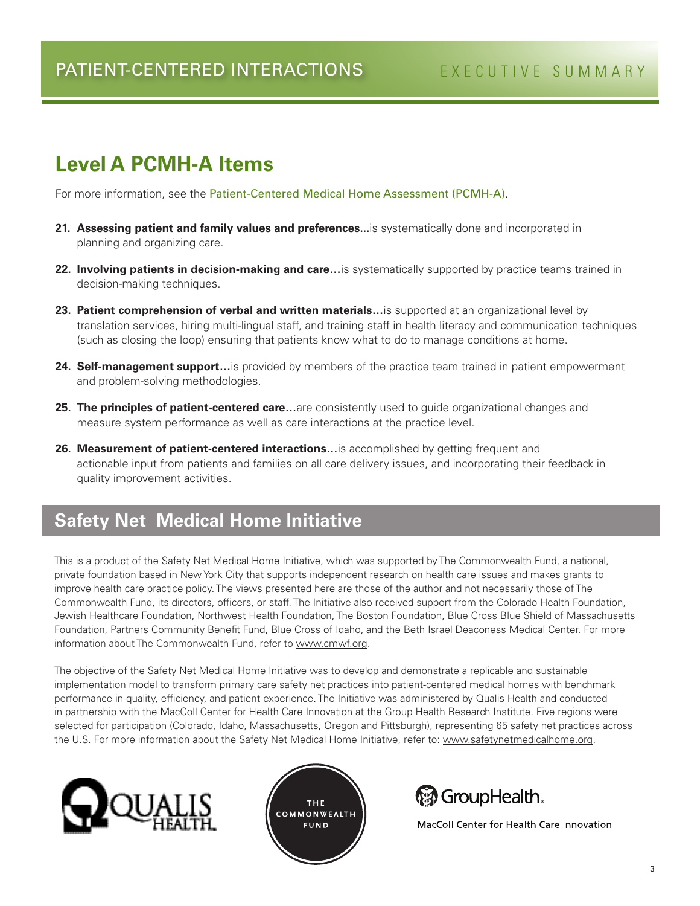# PATIENT-CENTERED INTERACTIONS

EXECUTIVE SUMMARY

## Level A PCMH-A Items

For more information, see the [Patient-Centered Medical Home Assessment (PCMH-A)](#).

21. **Assessing patient and family values and preferences...**is systematically done and incorporated in planning and organizing care.
22. **Involving patients in decision-making and care…**is systematically supported by practice teams trained in decision-making techniques.
23. **Patient comprehension of verbal and written materials…**is supported at an organizational level by translation services, hiring multi-lingual staff, and training staff in health literacy and communication techniques (such as closing the loop) ensuring that patients know what to do to manage conditions at home.
24. **Self-management support…**is provided by members of the practice team trained in patient empowerment and problem-solving methodologies.
25. **The principles of patient-centered care…**are consistently used to guide organizational changes and measure system performance as well as care interactions at the practice level.
26. **Measurement of patient-centered interactions…**is accomplished by getting frequent and actionable input from patients and families on all care delivery issues, and incorporating their feedback in quality improvement activities.

## Safety Net Medical Home Initiative

This is a product of the Safety Net Medical Home Initiative, which was supported by The Commonwealth Fund, a national, private foundation based in New York City that supports independent research on health care issues and makes grants to improve health care practice policy. The views presented here are those of the author and not necessarily those of The Commonwealth Fund, its directors, officers, or staff. The Initiative also received support from the Colorado Health Foundation, Jewish Healthcare Foundation, Northwest Health Foundation, The Boston Foundation, Blue Cross Blue Shield of Massachusetts Foundation, Partners Community Benefit Fund, Blue Cross of Idaho, and the Beth Israel Deaconess Medical Center. For more information about The Commonwealth Fund, refer to www.cmwf.org.

The objective of the Safety Net Medical Home Initiative was to develop and demonstrate a replicable and sustainable implementation model to transform primary care safety net practices into patient-centered medical homes with benchmark performance in quality, efficiency, and patient experience. The Initiative was administered by Qualis Health and conducted in partnership with the MacColl Center for Health Care Innovation at the Group Health Research Institute. Five regions were selected for participation (Colorado, Idaho, Massachusetts, Oregon and Pittsburgh), representing 65 safety net practices across the U.S. For more information about the Safety Net Medical Home Initiative, refer to: www.safetynetmedicalhome.org.

QUALIS HEALTH

THE COMMONWEALTH FUND

GroupHealth.

MacColl Center for Health Care Innovation